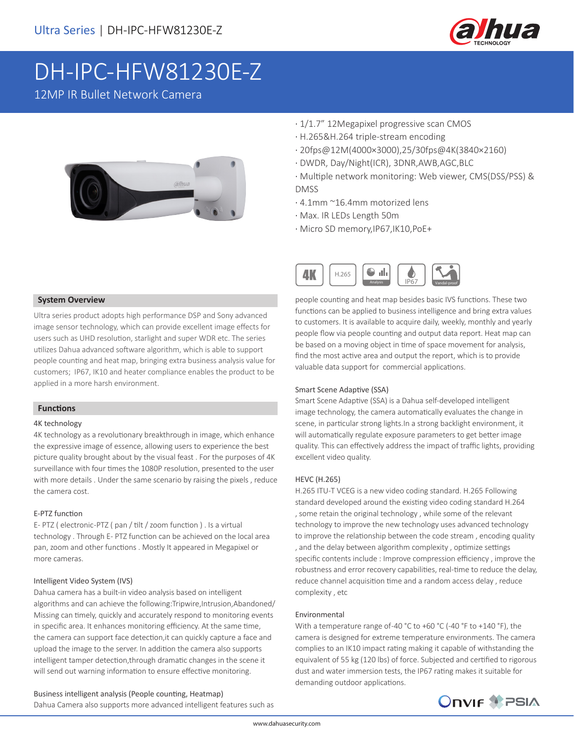# DH-IPC-HFW81230E-Z

12MP IR Bullet Network Camera

- 1/1.7” 12Megapixel progressive scan CMOS
- H.265&H.264 triple-stream encoding
- 20fps@12M(4000×3000),25/30fps@4K(3840×2160)
- DWDR, Day/Night(ICR), 3DNR,AWB,AGC,BLC
- Multiple network monitoring: Web viewer, CMS(DSS/PSS) & DMSS
- 4.1mm ~16.4mm motorized lens
- Max. IR LEDs Length 50m
- Micro SD memory,IP67,IK10,PoE+

## System Overview

Ultra series product adopts high performance DSP and Sony advanced image sensor technology, which can provide excellent image effects for users such as UHD resolution, starlight and super WDR etc. The series utilizes Dahua advanced software algorithm, which is able to support people counting and heat map, bringing extra business analysis value for customers; IP67, IK10 and heater compliance enables the product to be applied in a more harsh environment.

## Functions

### 4K technology

4K technology as a revolutionary breakthrough in image, which enhance the expressive image of essence, allowing users to experience the best picture quality brought about by the visual feast . For the purposes of 4K surveillance with four times the 1080P resolution, presented to the user with more details . Under the same scenario by raising the pixels , reduce the camera cost.

### E-PTZ function

E- PTZ ( electronic-PTZ ( pan / tilt / zoom function ) . Is a virtual technology . Through E- PTZ function can be achieved on the local area pan, zoom and other functions . Mostly It appeared in Megapixel or more cameras.

### Intelligent Video System (IVS)

Dahua camera has a built-in video analysis based on intelligent algorithms and can achieve the following:Tripwire,Intrusion,Abandoned/ Missing can timely, quickly and accurately respond to monitoring events in specific area. It enhances monitoring efficiency. At the same time, the camera can support face detection,it can quickly capture a face and upload the image to the server. In addition the camera also supports intelligent tamper detection,through dramatic changes in the scene it will send out warning information to ensure effective monitoring.

### Business intelligent analysis (People counting, Heatmap)

Dahua Camera also supports more advanced intelligent features such as people counting and heat map besides basic IVS functions. These two functions can be applied to business intelligence and bring extra values to customers. It is available to acquire daily, weekly, monthly and yearly people flow via people counting and output data report. Heat map can be based on a moving object in time of space movement for analysis, find the most active area and output the report, which is to provide valuable data support for commercial applications.

### Smart Scene Adaptive (SSA)

Smart Scene Adaptive (SSA) is a Dahua self-developed intelligent image technology, the camera automatically evaluates the change in scene, in particular strong lights.In a strong backlight environment, it will automatically regulate exposure parameters to get better image quality. This can effectively address the impact of traffic lights, providing excellent video quality.

### HEVC (H.265)

H.265 ITU-T VCEG is a new video coding standard. H.265 Following standard developed around the existing video coding standard H.264 , some retain the original technology , while some of the relevant technology to improve the new technology uses advanced technology to improve the relationship between the code stream , encoding quality , and the delay between algorithm complexity , optimize settings specific contents include : Improve compression efficiency , improve the robustness and error recovery capabilities, real-time to reduce the delay, reduce channel acquisition time and a random access delay , reduce complexity , etc

### Environmental

With a temperature range of-40 °C to +60 °C (-40 °F to +140 °F), the camera is designed for extreme temperature environments. The camera complies to an IK10 impact rating making it capable of withstanding the equivalent of 55 kg (120 lbs) of force. Subjected and certified to rigorous dust and water immersion tests, the IP67 rating makes it suitable for demanding outdoor applications.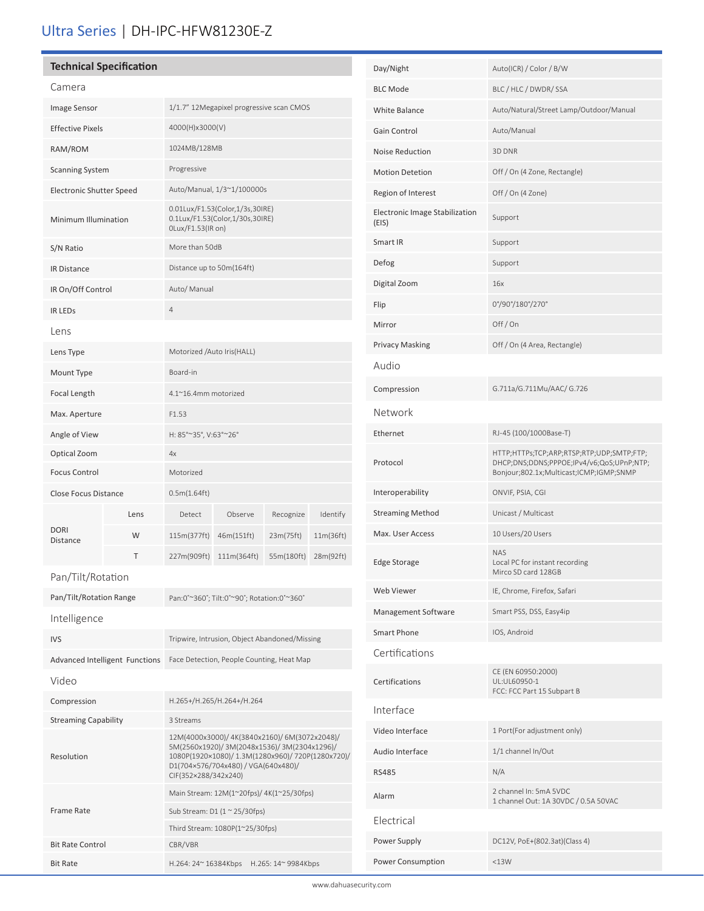# Ultra Series | DH-IPC-HFW81230E-Z

## Technical Specification

### Camera

| | |
|---|---|
| Image Sensor | 1/1.7" 12Megapixel progressive scan CMOS |
| Effective Pixels | 4000(H)x3000(V) |
| RAM/ROM | 1024MB/128MB |
| Scanning System | Progressive |
| Electronic Shutter Speed | Auto/Manual, 1/3~1/100000s |
| Minimum Illumination | 0.01Lux/F1.53(Color,1/3s,30IRE)<br>0.1Lux/F1.53(Color,1/30s,30IRE)<br>0Lux/F1.53(IR on) |
| S/N Ratio | More than 50dB |
| IR Distance | Distance up to 50m(164ft) |
| IR On/Off Control | Auto/ Manual |
| IR LEDs | 4 |

### Lens

| | | | | | |
|---|---|---|---|---|---|
| Lens Type | Motorized /Auto Iris(HALL) | | | | |
| Mount Type | Board-in | | | | |
| Focal Length | 4.1~16.4mm motorized | | | | |
| Max. Aperture | F1.53 | | | | |
| Angle of View | H: 85°~35°, V:63°~26° | | | | |
| Optical Zoom | 4x | | | | |
| Focus Control | Motorized | | | | |
| Close Focus Distance | 0.5m(1.64ft) | | | | |
| DORI Distance | Lens | Detect | Observe | Recognize | Identify |
| | W | 115m(377ft) | 46m(151ft) | 23m(75ft) | 11m(36ft) |
| | T | 227m(909ft) | 111m(364ft) | 55m(180ft) | 28m(92ft) |

### Pan/Tilt/Rotation

| | |
|---|---|
| Pan/Tilt/Rotation Range | Pan:0°~360°; Tilt:0°~90°; Rotation:0°~360° |

### Intelligence

| | |
|---|---|
| IVS | Tripwire, Intrusion, Object Abandoned/Missing |
| Advanced Intelligent Functions | Face Detection, People Counting, Heat Map |

### Video

| | |
|---|---|
| Compression | H.265+/H.265/H.264+/H.264 |
| Streaming Capability | 3 Streams |
| Resolution | 12M(4000x3000)/ 4K(3840x2160)/ 6M(3072x2048)/ 5M(2560x1920)/ 3M(2048x1536)/ 3M(2304x1296)/ 1080P(1920×1080)/ 1.3M(1280x960)/ 720P(1280x720)/ D1(704×576/704x480) / VGA(640x480)/ CIF(352×288/342x240) |
| Frame Rate | Main Stream: 12M(1~20fps)/ 4K(1~25/30fps) |
| | Sub Stream: D1 (1 ~ 25/30fps) |
| | Third Stream: 1080P(1~25/30fps) |
| Bit Rate Control | CBR/VBR |
| Bit Rate | H.264: 24~ 16384Kbps H.265: 14~ 9984Kbps |
| Day/Night | Auto(ICR) / Color / B/W |
| BLC Mode | BLC / HLC / DWDR/ SSA |
| White Balance | Auto/Natural/Street Lamp/Outdoor/Manual |
| Gain Control | Auto/Manual |
| Noise Reduction | 3D DNR |
| Motion Detetion | Off / On (4 Zone, Rectangle) |
| Region of Interest | Off / On (4 Zone) |
| Electronic Image Stabilization (EIS) | Support |
| Smart IR | Support |
| Defog | Support |
| Digital Zoom | 16x |
| Flip | 0°/90°/180°/270° |
| Mirror | Off / On |
| Privacy Masking | Off / On (4 Area, Rectangle) |

### Audio

| | |
|---|---|
| Compression | G.711a/G.711Mu/AAC/ G.726 |

### Network

| | |
|---|---|
| Ethernet | RJ-45 (100/1000Base-T) |
| Protocol | HTTP;HTTPs;TCP;ARP;RTSP;RTP;UDP;SMTP;FTP; DHCP;DNS;DDNS;PPPOE;IPv4/v6;QoS;UPnP;NTP; Bonjour;802.1x;Multicast;ICMP;IGMP;SNMP |
| Interoperability | ONVIF, PSIA, CGI |
| Streaming Method | Unicast / Multicast |
| Max. User Access | 10 Users/20 Users |
| Edge Storage | NAS<br>Local PC for instant recording<br>Mirco SD card 128GB |
| Web Viewer | IE, Chrome, Firefox, Safari |
| Management Software | Smart PSS, DSS, Easy4ip |
| Smart Phone | IOS, Android |

### Certifications

| | |
|---|---|
| Certifications | CE (EN 60950:2000)<br>UL:UL60950-1<br>FCC: FCC Part 15 Subpart B |

### Interface

| | |
|---|---|
| Video Interface | 1 Port(For adjustment only) |
| Audio Interface | 1/1 channel In/Out |
| RS485 | N/A |
| Alarm | 2 channel In: 5mA 5VDC<br>1 channel Out: 1A 30VDC / 0.5A 50VAC |

### Electrical

| | |
|---|---|
| Power Supply | DC12V, PoE+(802.3at)(Class 4) |
| Power Consumption | <13W |

www.dahuasecurity.com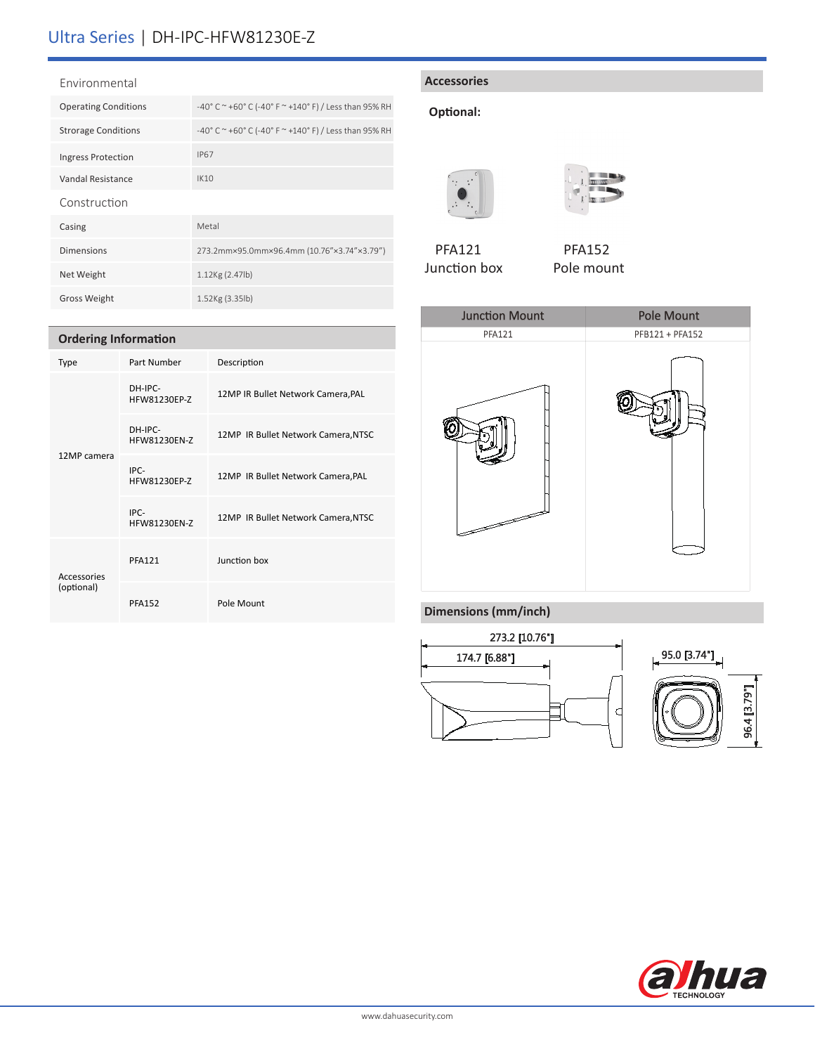## Environmental

| | |
|---|---|
| Operating Conditions | -40° C ~ +60° C (-40° F ~ +140° F) / Less than 95% RH |
| Strorage Conditions | -40° C ~ +60° C (-40° F ~ +140° F) / Less than 95% RH |
| Ingress Protection | IP67 |
| Vandal Resistance | IK10 |

## Construction

| | |
|---|---|
| Casing | Metal |
| Dimensions | 273.2mm×95.0mm×96.4mm (10.76"×3.74"×3.79") |
| Net Weight | 1.12Kg (2.47lb) |
| Gross Weight | 1.52Kg (3.35lb) |

## Ordering Information

| Type | Part Number | Description |
|---|---|---|
| 12MP camera | DH-IPC-HFW81230EP-Z | 12MP IR Bullet Network Camera,PAL |
| | DH-IPC-HFW81230EN-Z | 12MP IR Bullet Network Camera,NTSC |
| | IPC-HFW81230EP-Z | 12MP IR Bullet Network Camera,PAL |
| | IPC-HFW81230EN-Z | 12MP IR Bullet Network Camera,NTSC |
| Accessories (optional) | PFA121 | Junction box |
| | PFA152 | Pole Mount |

## Accessories

**Optional:**

PFA121
Junction box

PFA152
Pole mount

| Junction Mount | Pole Mount |
|---|---|
| PFA121 | PFB121 + PFA152 |

## Dimensions (mm/inch)

273.2 [10.76"]

174.7 [6.88"]

95.0 [3.74"]

96.4 [3.79"]